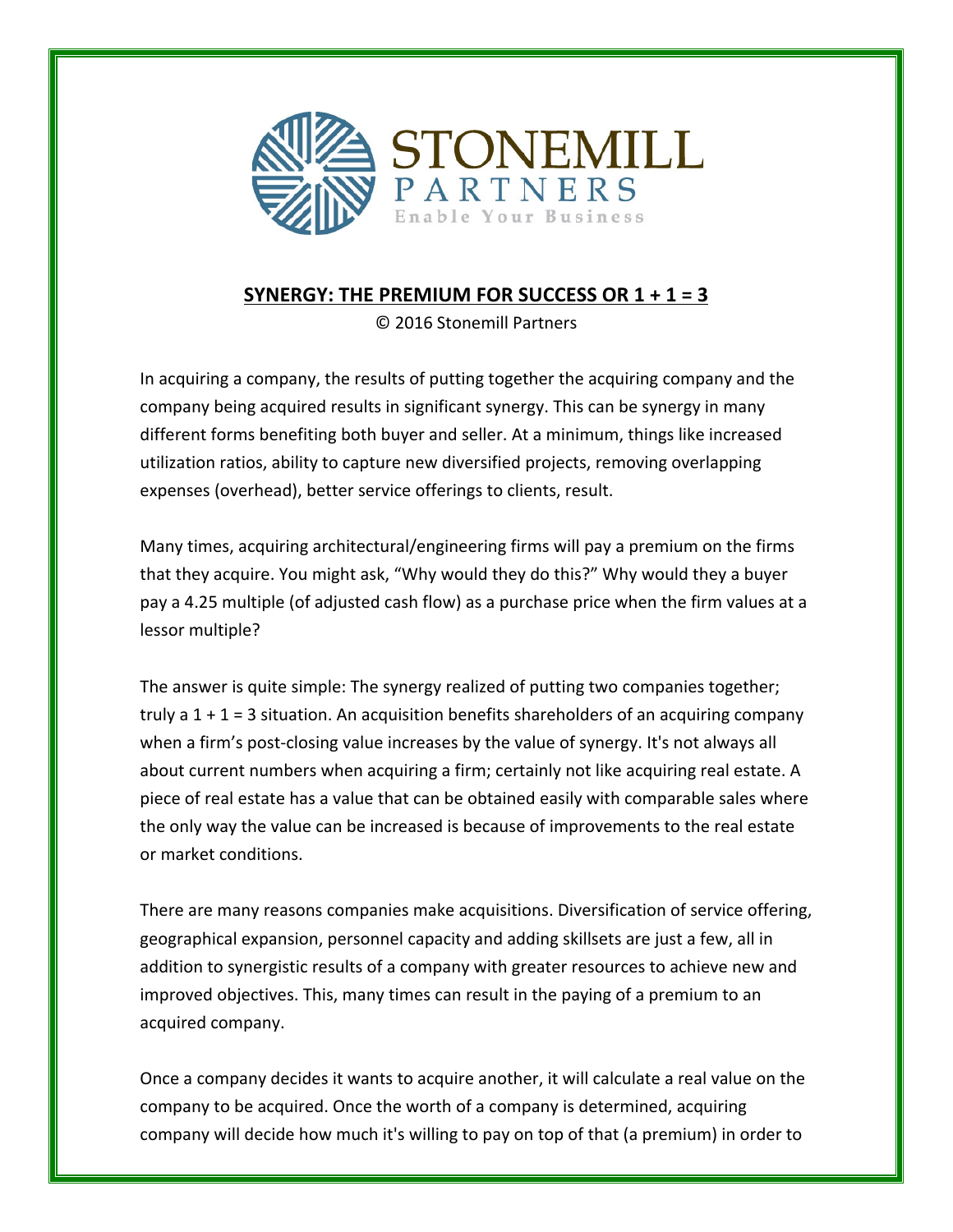STONEMILL
PARTNERS
Enable Your Business

## SYNERGY: THE PREMIUM FOR SUCCESS OR 1 + 1 = 3

© 2016 Stonemill Partners

In acquiring a company, the results of putting together the acquiring company and the company being acquired results in significant synergy. This can be synergy in many different forms benefiting both buyer and seller. At a minimum, things like increased utilization ratios, ability to capture new diversified projects, removing overlapping expenses (overhead), better service offerings to clients, result.

Many times, acquiring architectural/engineering firms will pay a premium on the firms that they acquire. You might ask, "Why would they do this?" Why would they a buyer pay a 4.25 multiple (of adjusted cash flow) as a purchase price when the firm values at a lessor multiple?

The answer is quite simple: The synergy realized of putting two companies together; truly a 1 + 1 = 3 situation. An acquisition benefits shareholders of an acquiring company when a firm's post-closing value increases by the value of synergy. It's not always all about current numbers when acquiring a firm; certainly not like acquiring real estate. A piece of real estate has a value that can be obtained easily with comparable sales where the only way the value can be increased is because of improvements to the real estate or market conditions.

There are many reasons companies make acquisitions. Diversification of service offering, geographical expansion, personnel capacity and adding skillsets are just a few, all in addition to synergistic results of a company with greater resources to achieve new and improved objectives. This, many times can result in the paying of a premium to an acquired company.

Once a company decides it wants to acquire another, it will calculate a real value on the company to be acquired. Once the worth of a company is determined, acquiring company will decide how much it's willing to pay on top of that (a premium) in order to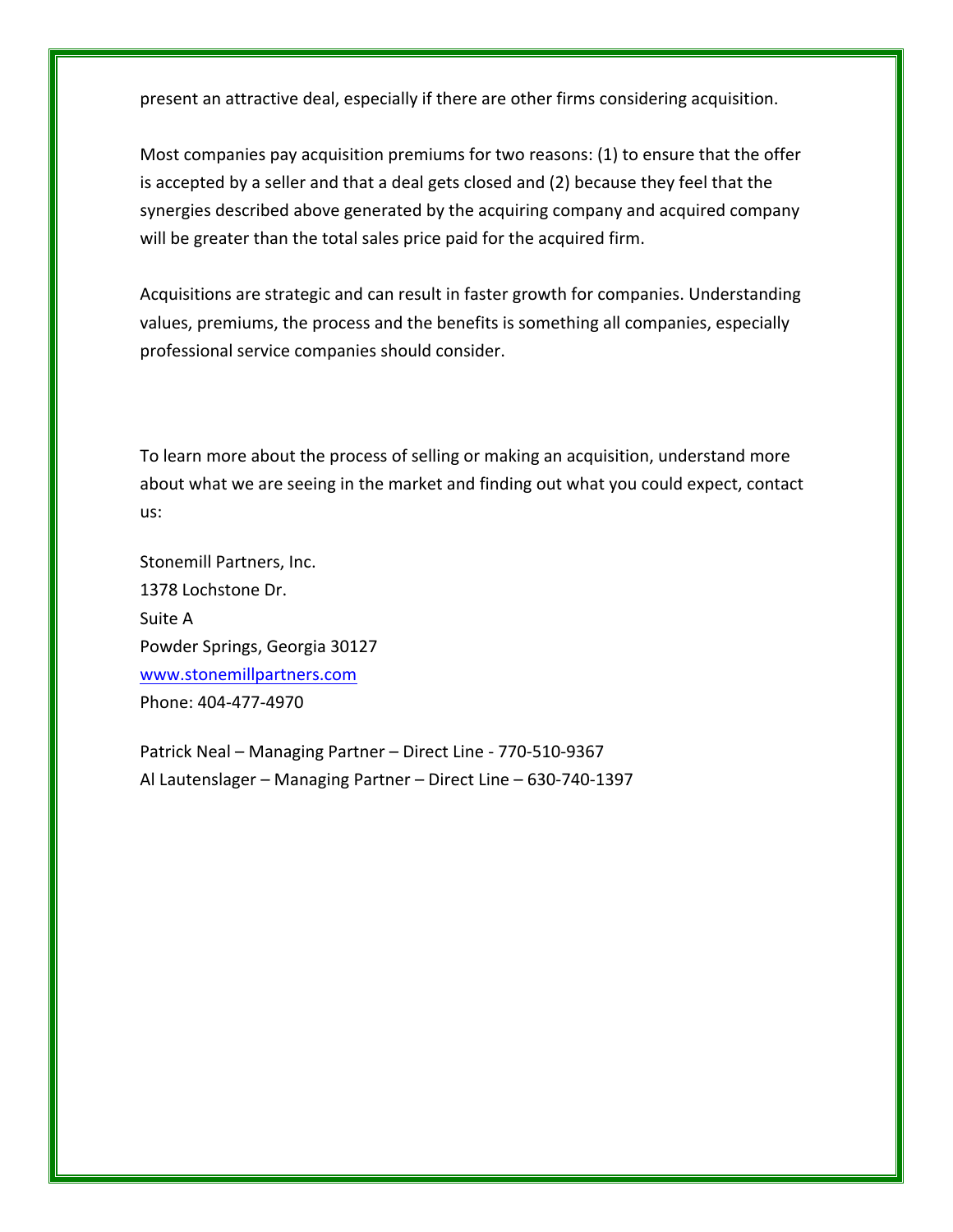present an attractive deal, especially if there are other firms considering acquisition.

Most companies pay acquisition premiums for two reasons: (1) to ensure that the offer is accepted by a seller and that a deal gets closed and (2) because they feel that the synergies described above generated by the acquiring company and acquired company will be greater than the total sales price paid for the acquired firm.

Acquisitions are strategic and can result in faster growth for companies. Understanding values, premiums, the process and the benefits is something all companies, especially professional service companies should consider.

To learn more about the process of selling or making an acquisition, understand more about what we are seeing in the market and finding out what you could expect, contact us:

Stonemill Partners, Inc.
1378 Lochstone Dr.
Suite A
Powder Springs, Georgia 30127
[www.stonemillpartners.com](http://www.stonemillpartners.com)
Phone: 404-477-4970

Patrick Neal – Managing Partner – Direct Line - 770-510-9367
Al Lautenslager – Managing Partner – Direct Line – 630-740-1397